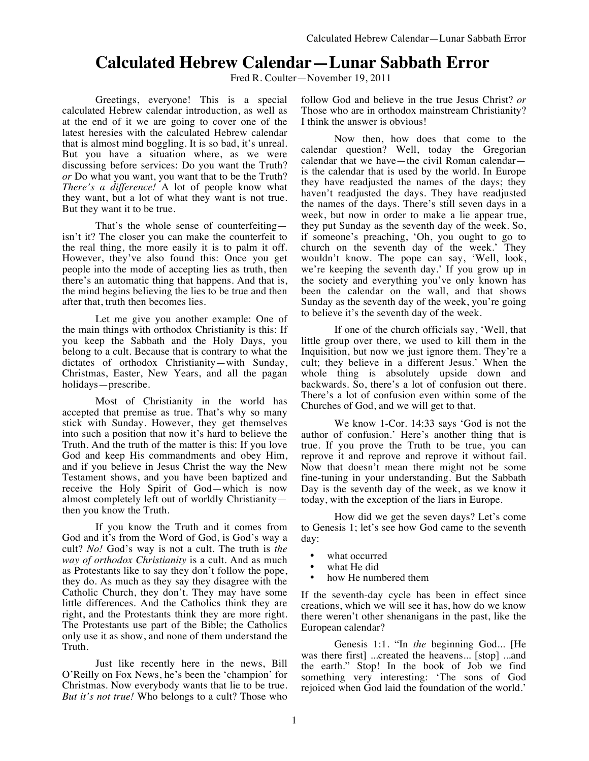# Calculated Hebrew Calendar—Lunar Sabbath Error

Fred R. Coulter—November 19, 2011

Greetings, everyone! This is a special calculated Hebrew calendar introduction, as well as at the end of it we are going to cover one of the latest heresies with the calculated Hebrew calendar that is almost mind boggling. It is so bad, it's unreal. But you have a situation where, as we were discussing before services: Do you want the Truth? *or* Do what you want, you want that to be the Truth? *There's a difference!* A lot of people know what they want, but a lot of what they want is not true. But they want it to be true.

That's the whole sense of counterfeiting—isn't it? The closer you can make the counterfeit to the real thing, the more easily it is to palm it off. However, they've also found this: Once you get people into the mode of accepting lies as truth, then there's an automatic thing that happens. And that is, the mind begins believing the lies to be true and then after that, truth then becomes lies.

Let me give you another example: One of the main things with orthodox Christianity is this: If you keep the Sabbath and the Holy Days, you belong to a cult. Because that is contrary to what the dictates of orthodox Christianity—with Sunday, Christmas, Easter, New Years, and all the pagan holidays—prescribe.

Most of Christianity in the world has accepted that premise as true. That's why so many stick with Sunday. However, they get themselves into such a position that now it's hard to believe the Truth. And the truth of the matter is this: If you love God and keep His commandments and obey Him, and if you believe in Jesus Christ the way the New Testament shows, and you have been baptized and receive the Holy Spirit of God—which is now almost completely left out of worldly Christianity—then you know the Truth.

If you know the Truth and it comes from God and it's from the Word of God, is God's way a cult? *No!* God's way is not a cult. The truth is *the way of orthodox Christianity* is a cult. And as much as Protestants like to say they don't follow the pope, they do. As much as they say they disagree with the Catholic Church, they don't. They may have some little differences. And the Catholics think they are right, and the Protestants think they are more right. The Protestants use part of the Bible; the Catholics only use it as show, and none of them understand the Truth.

Just like recently here in the news, Bill O'Reilly on Fox News, he's been the 'champion' for Christmas. Now everybody wants that lie to be true. *But it's not true!* Who belongs to a cult? Those who follow God and believe in the true Jesus Christ? *or* Those who are in orthodox mainstream Christianity? I think the answer is obvious!

Now then, how does that come to the calendar question? Well, today the Gregorian calendar that we have—the civil Roman calendar—is the calendar that is used by the world. In Europe they have readjusted the names of the days; they haven't readjusted the days. They have readjusted the names of the days. There's still seven days in a week, but now in order to make a lie appear true, they put Sunday as the seventh day of the week. So, if someone's preaching, 'Oh, you ought to go to church on the seventh day of the week.' They wouldn't know. The pope can say, 'Well, look, we're keeping the seventh day.' If you grow up in the society and everything you've only known has been the calendar on the wall, and that shows Sunday as the seventh day of the week, you're going to believe it's the seventh day of the week.

If one of the church officials say, 'Well, that little group over there, we used to kill them in the Inquisition, but now we just ignore them. They're a cult; they believe in a different Jesus.' When the whole thing is absolutely upside down and backwards. So, there's a lot of confusion out there. There's a lot of confusion even within some of the Churches of God, and we will get to that.

We know 1-Cor. 14:33 says 'God is not the author of confusion.' Here's another thing that is true. If you prove the Truth to be true, you can reprove it and reprove and reprove it without fail. Now that doesn't mean there might not be some fine-tuning in your understanding. But the Sabbath Day is the seventh day of the week, as we know it today, with the exception of the liars in Europe.

How did we get the seven days? Let's come to Genesis 1; let's see how God came to the seventh day:

- what occurred
- what He did
- how He numbered them

If the seventh-day cycle has been in effect since creations, which we will see it has, how do we know there weren't other shenanigans in the past, like the European calendar?

Genesis 1:1. "In *the* beginning God... [He was there first] ...created the heavens... [stop] ...and the earth." Stop! In the book of Job we find something very interesting: 'The sons of God rejoiced when God laid the foundation of the world.'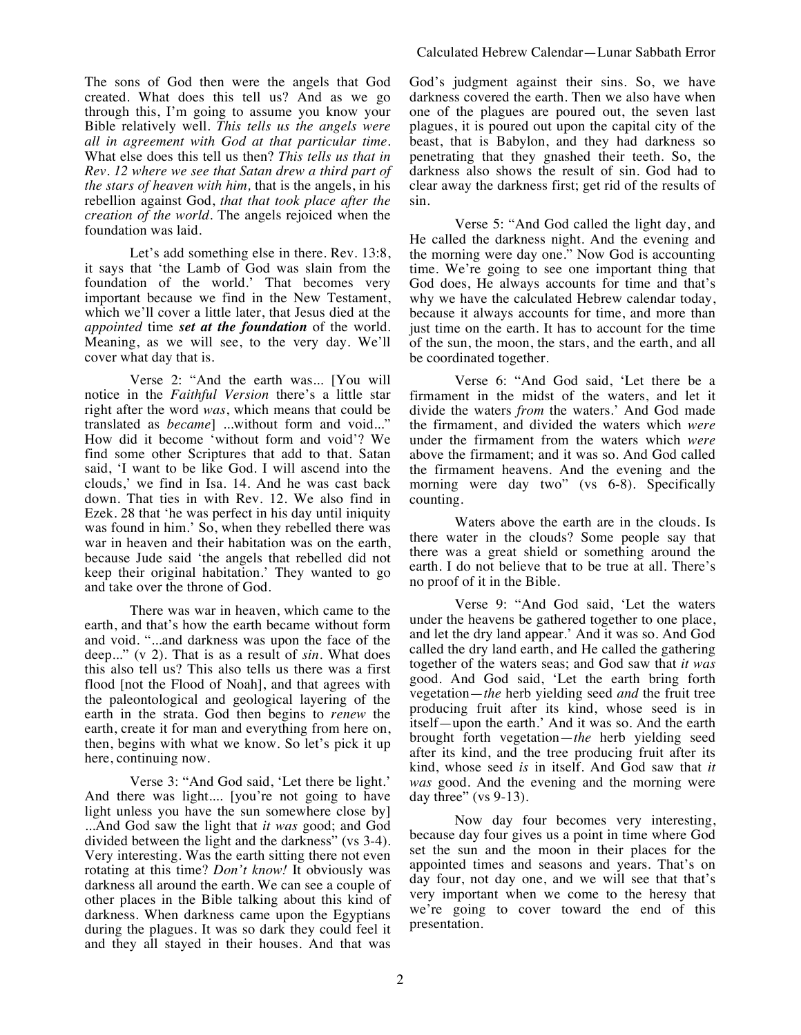The sons of God then were the angels that God created. What does this tell us? And as we go through this, I'm going to assume you know your Bible relatively well. *This tells us the angels were all in agreement with God at that particular time.* What else does this tell us then? *This tells us that in Rev. 12 where we see that Satan drew a third part of the stars of heaven with him,* that is the angels, in his rebellion against God, *that that took place after the creation of the world.* The angels rejoiced when the foundation was laid.

Let's add something else in there. Rev. 13:8, it says that 'the Lamb of God was slain from the foundation of the world.' That becomes very important because we find in the New Testament, which we'll cover a little later, that Jesus died at the *appointed* time ***set at the foundation*** of the world. Meaning, as we will see, to the very day. We'll cover what day that is.

Verse 2: "And the earth was... [You will notice in the *Faithful Version* there's a little star right after the word *was*, which means that could be translated as *became*] ...without form and void..." How did it become 'without form and void'? We find some other Scriptures that add to that. Satan said, 'I want to be like God. I will ascend into the clouds,' we find in Isa. 14. And he was cast back down. That ties in with Rev. 12. We also find in Ezek. 28 that 'he was perfect in his day until iniquity was found in him.' So, when they rebelled there was war in heaven and their habitation was on the earth, because Jude said 'the angels that rebelled did not keep their original habitation.' They wanted to go and take over the throne of God.

There was war in heaven, which came to the earth, and that's how the earth became without form and void. "...and darkness was upon the face of the deep..." (v 2). That is as a result of *sin*. What does this also tell us? This also tells us there was a first flood [not the Flood of Noah], and that agrees with the paleontological and geological layering of the earth in the strata. God then begins to *renew* the earth, create it for man and everything from here on, then, begins with what we know. So let's pick it up here, continuing now.

Verse 3: "And God said, 'Let there be light.' And there was light.... [you're not going to have light unless you have the sun somewhere close by] ...And God saw the light that *it was* good; and God divided between the light and the darkness" (vs 3-4). Very interesting. Was the earth sitting there not even rotating at this time? *Don't know!* It obviously was darkness all around the earth. We can see a couple of other places in the Bible talking about this kind of darkness. When darkness came upon the Egyptians during the plagues. It was so dark they could feel it and they all stayed in their houses. And that was God's judgment against their sins. So, we have darkness covered the earth. Then we also have when one of the plagues are poured out, the seven last plagues, it is poured out upon the capital city of the beast, that is Babylon, and they had darkness so penetrating that they gnashed their teeth. So, the darkness also shows the result of sin. God had to clear away the darkness first; get rid of the results of sin.

Verse 5: "And God called the light day, and He called the darkness night. And the evening and the morning were day one." Now God is accounting time. We're going to see one important thing that God does, He always accounts for time and that's why we have the calculated Hebrew calendar today, because it always accounts for time, and more than just time on the earth. It has to account for the time of the sun, the moon, the stars, and the earth, and all be coordinated together.

Verse 6: "And God said, 'Let there be a firmament in the midst of the waters, and let it divide the waters *from* the waters.' And God made the firmament, and divided the waters which *were* under the firmament from the waters which *were* above the firmament; and it was so. And God called the firmament heavens. And the evening and the morning were day two" (vs 6-8). Specifically counting.

Waters above the earth are in the clouds. Is there water in the clouds? Some people say that there was a great shield or something around the earth. I do not believe that to be true at all. There's no proof of it in the Bible.

Verse 9: "And God said, 'Let the waters under the heavens be gathered together to one place, and let the dry land appear.' And it was so. And God called the dry land earth, and He called the gathering together of the waters seas; and God saw that *it was* good. And God said, 'Let the earth bring forth vegetation—*the* herb yielding seed *and* the fruit tree producing fruit after its kind, whose seed is in itself—upon the earth.' And it was so. And the earth brought forth vegetation—*the* herb yielding seed after its kind, and the tree producing fruit after its kind, whose seed *is* in itself. And God saw that *it was* good. And the evening and the morning were day three" (vs 9-13).

Now day four becomes very interesting, because day four gives us a point in time where God set the sun and the moon in their places for the appointed times and seasons and years. That's on day four, not day one, and we will see that that's very important when we come to the heresy that we're going to cover toward the end of this presentation.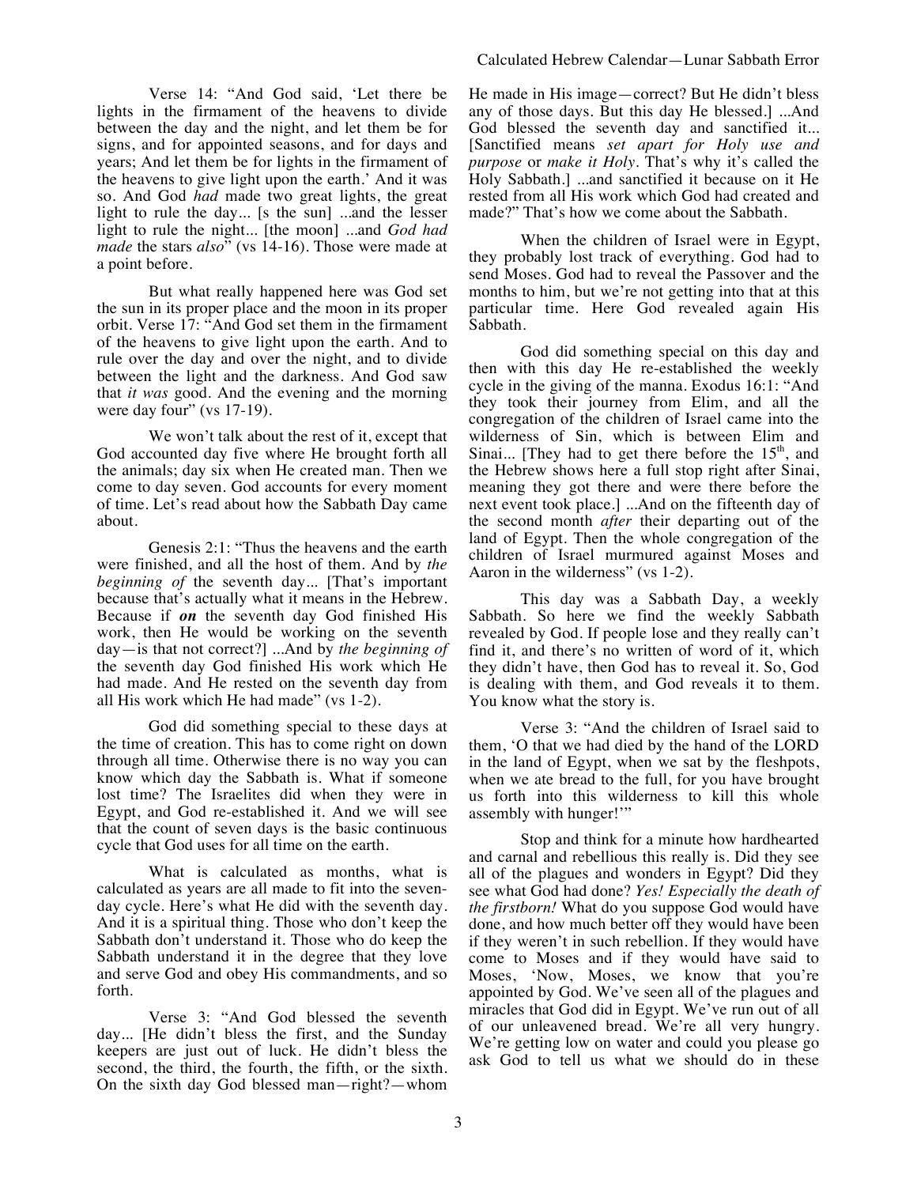Verse 14: "And God said, 'Let there be lights in the firmament of the heavens to divide between the day and the night, and let them be for signs, and for appointed seasons, and for days and years; And let them be for lights in the firmament of the heavens to give light upon the earth.' And it was so. And God *had* made two great lights, the great light to rule the day... [s the sun] ...and the lesser light to rule the night... [the moon] ...and *God had made* the stars *also*" (vs 14-16). Those were made at a point before.

But what really happened here was God set the sun in its proper place and the moon in its proper orbit. Verse 17: "And God set them in the firmament of the heavens to give light upon the earth. And to rule over the day and over the night, and to divide between the light and the darkness. And God saw that *it was* good. And the evening and the morning were day four" (vs 17-19).

We won't talk about the rest of it, except that God accounted day five where He brought forth all the animals; day six when He created man. Then we come to day seven. God accounts for every moment of time. Let's read about how the Sabbath Day came about.

Genesis 2:1: "Thus the heavens and the earth were finished, and all the host of them. And by *the beginning of* the seventh day... [That's important because that's actually what it means in the Hebrew. Because if ***on*** the seventh day God finished His work, then He would be working on the seventh day—is that not correct?] ...And by *the beginning of* the seventh day God finished His work which He had made. And He rested on the seventh day from all His work which He had made" (vs 1-2).

God did something special to these days at the time of creation. This has to come right on down through all time. Otherwise there is no way you can know which day the Sabbath is. What if someone lost time? The Israelites did when they were in Egypt, and God re-established it. And we will see that the count of seven days is the basic continuous cycle that God uses for all time on the earth.

What is calculated as months, what is calculated as years are all made to fit into the seven-day cycle. Here's what He did with the seventh day. And it is a spiritual thing. Those who don't keep the Sabbath don't understand it. Those who do keep the Sabbath understand it in the degree that they love and serve God and obey His commandments, and so forth.

Verse 3: "And God blessed the seventh day... [He didn't bless the first, and the Sunday keepers are just out of luck. He didn't bless the second, the third, the fourth, the fifth, or the sixth. On the sixth day God blessed man—right?—whom He made in His image—correct? But He didn't bless any of those days. But this day He blessed.] ...And God blessed the seventh day and sanctified it... [Sanctified means *set apart for Holy use and purpose* or *make it Holy*. That's why it's called the Holy Sabbath.] ...and sanctified it because on it He rested from all His work which God had created and made?" That's how we come about the Sabbath.

When the children of Israel were in Egypt, they probably lost track of everything. God had to send Moses. God had to reveal the Passover and the months to him, but we're not getting into that at this particular time. Here God revealed again His Sabbath.

God did something special on this day and then with this day He re-established the weekly cycle in the giving of the manna. Exodus 16:1: "And they took their journey from Elim, and all the congregation of the children of Israel came into the wilderness of Sin, which is between Elim and Sinai... [They had to get there before the 15th, and the Hebrew shows here a full stop right after Sinai, meaning they got there and were there before the next event took place.] ...And on the fifteenth day of the second month *after* their departing out of the land of Egypt. Then the whole congregation of the children of Israel murmured against Moses and Aaron in the wilderness" (vs 1-2).

This day was a Sabbath Day, a weekly Sabbath. So here we find the weekly Sabbath revealed by God. If people lose and they really can't find it, and there's no written of word of it, which they didn't have, then God has to reveal it. So, God is dealing with them, and God reveals it to them. You know what the story is.

Verse 3: "And the children of Israel said to them, 'O that we had died by the hand of the LORD in the land of Egypt, when we sat by the fleshpots, when we ate bread to the full, for you have brought us forth into this wilderness to kill this whole assembly with hunger!'"

Stop and think for a minute how hardhearted and carnal and rebellious this really is. Did they see all of the plagues and wonders in Egypt? Did they see what God had done? *Yes! Especially the death of the firstborn!* What do you suppose God would have done, and how much better off they would have been if they weren't in such rebellion. If they would have come to Moses and if they would have said to Moses, 'Now, Moses, we know that you're appointed by God. We've seen all of the plagues and miracles that God did in Egypt. We've run out of all of our unleavened bread. We're all very hungry. We're getting low on water and could you please go ask God to tell us what we should do in these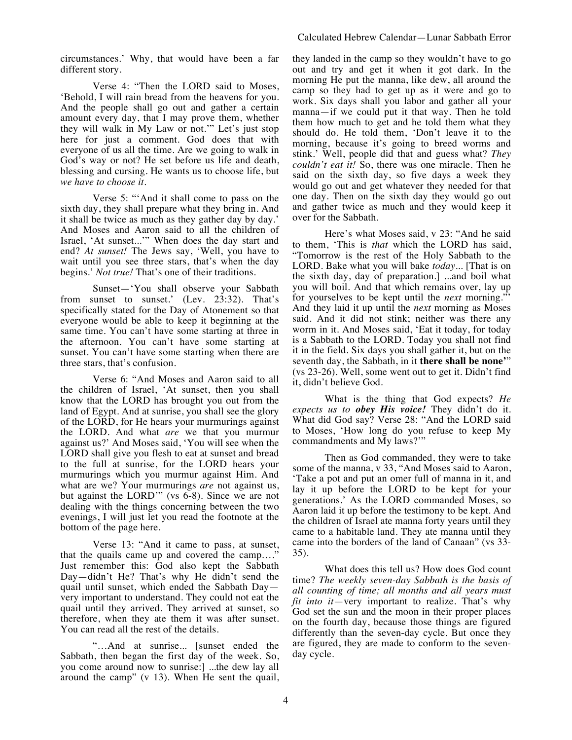circumstances.' Why, that would have been a far different story.

Verse 4: "Then the LORD said to Moses, 'Behold, I will rain bread from the heavens for you. And the people shall go out and gather a certain amount every day, that I may prove them, whether they will walk in My Law or not.'" Let's just stop here for just a comment. God does that with everyone of us all the time. Are we going to walk in God's way or not? He set before us life and death, blessing and cursing. He wants us to choose life, but *we have to choose it*.

Verse 5: "'And it shall come to pass on the sixth day, they shall prepare what they bring in. And it shall be twice as much as they gather day by day.' And Moses and Aaron said to all the children of Israel, 'At sunset...'" When does the day start and end? *At sunset!* The Jews say, 'Well, you have to wait until you see three stars, that's when the day begins.' *Not true!* That's one of their traditions.

Sunset—'You shall observe your Sabbath from sunset to sunset.' (Lev. 23:32). That's specifically stated for the Day of Atonement so that everyone would be able to keep it beginning at the same time. You can't have some starting at three in the afternoon. You can't have some starting at sunset. You can't have some starting when there are three stars, that's confusion.

Verse 6: "And Moses and Aaron said to all the children of Israel, 'At sunset, then you shall know that the LORD has brought you out from the land of Egypt. And at sunrise, you shall see the glory of the LORD, for He hears your murmurings against the LORD. And what *are* we that you murmur against us?' And Moses said, 'You will see when the LORD shall give you flesh to eat at sunset and bread to the full at sunrise, for the LORD hears your murmurings which you murmur against Him. And what are we? Your murmurings *are* not against us, but against the LORD'" (vs 6-8). Since we are not dealing with the things concerning between the two evenings, I will just let you read the footnote at the bottom of the page here.

Verse 13: "And it came to pass, at sunset, that the quails came up and covered the camp…." Just remember this: God also kept the Sabbath Day—didn't He? That's why He didn't send the quail until sunset, which ended the Sabbath Day—very important to understand. They could not eat the quail until they arrived. They arrived at sunset, so therefore, when they ate them it was after sunset. You can read all the rest of the details.

"…And at sunrise... [sunset ended the Sabbath, then began the first day of the week. So, you come around now to sunrise:] ...the dew lay all around the camp" (v 13). When He sent the quail, they landed in the camp so they wouldn't have to go out and try and get it when it got dark. In the morning He put the manna, like dew, all around the camp so they had to get up as it were and go to work. Six days shall you labor and gather all your manna—if we could put it that way. Then he told them how much to get and he told them what they should do. He told them, 'Don't leave it to the morning, because it's going to breed worms and stink.' Well, people did that and guess what? *They couldn't eat it!* So, there was one miracle. Then he said on the sixth day, so five days a week they would go out and get whatever they needed for that one day. Then on the sixth day they would go out and gather twice as much and they would keep it over for the Sabbath.

Here's what Moses said, v 23: "And he said to them, 'This is *that* which the LORD has said, "Tomorrow is the rest of the Holy Sabbath to the LORD. Bake what you will bake *today*... [That is on the sixth day, day of preparation.] ...and boil what you will boil. And that which remains over, lay up for yourselves to be kept until the *next* morning."' And they laid it up until the *next* morning as Moses said. And it did not stink; neither was there any worm in it. And Moses said, 'Eat it today, for today is a Sabbath to the LORD. Today you shall not find it in the field. Six days you shall gather it, but on the seventh day, the Sabbath, in it **there shall be none**'" (vs 23-26). Well, some went out to get it. Didn't find it, didn't believe God.

What is the thing that God expects? *He expects us to* ***obey His voice!*** They didn't do it. What did God say? Verse 28: "And the LORD said to Moses, 'How long do you refuse to keep My commandments and My laws?'"

Then as God commanded, they were to take some of the manna, v 33, "And Moses said to Aaron, 'Take a pot and put an omer full of manna in it, and lay it up before the LORD to be kept for your generations.' As the LORD commanded Moses, so Aaron laid it up before the testimony to be kept. And the children of Israel ate manna forty years until they came to a habitable land. They ate manna until they came into the borders of the land of Canaan" (vs 33-35).

What does this tell us? How does God count time? *The weekly seven-day Sabbath is the basis of all counting of time; all months and all years must fit into it*—very important to realize. That's why God set the sun and the moon in their proper places on the fourth day, because those things are figured differently than the seven-day cycle. But once they are figured, they are made to conform to the seven-day cycle.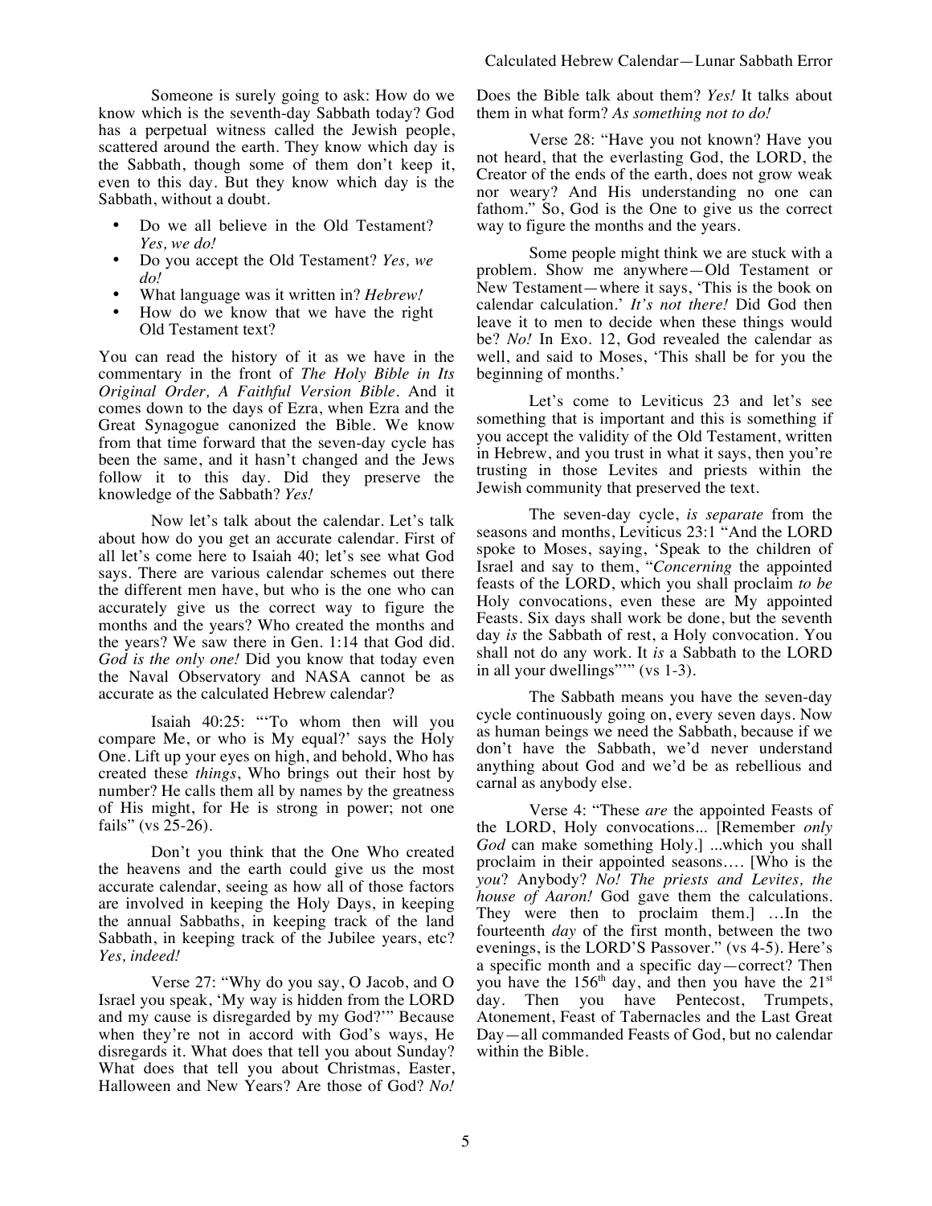Someone is surely going to ask: How do we know which is the seventh-day Sabbath today? God has a perpetual witness called the Jewish people, scattered around the earth. They know which day is the Sabbath, though some of them don't keep it, even to this day. But they know which day is the Sabbath, without a doubt.

- Do we all believe in the Old Testament? *Yes, we do!*
- Do you accept the Old Testament? *Yes, we do!*
- What language was it written in? *Hebrew!*
- How do we know that we have the right Old Testament text?

You can read the history of it as we have in the commentary in the front of *The Holy Bible in Its Original Order, A Faithful Version Bible*. And it comes down to the days of Ezra, when Ezra and the Great Synagogue canonized the Bible. We know from that time forward that the seven-day cycle has been the same, and it hasn't changed and the Jews follow it to this day. Did they preserve the knowledge of the Sabbath? *Yes!*

Now let's talk about the calendar. Let's talk about how do you get an accurate calendar. First of all let's come here to Isaiah 40; let's see what God says. There are various calendar schemes out there the different men have, but who is the one who can accurately give us the correct way to figure the months and the years? Who created the months and the years? We saw there in Gen. 1:14 that God did. *God is the only one!* Did you know that today even the Naval Observatory and NASA cannot be as accurate as the calculated Hebrew calendar?

Isaiah 40:25: "'To whom then will you compare Me, or who is My equal?' says the Holy One. Lift up your eyes on high, and behold, Who has created these *things*, Who brings out their host by number? He calls them all by names by the greatness of His might, for He is strong in power; not one fails" (vs 25-26).

Don't you think that the One Who created the heavens and the earth could give us the most accurate calendar, seeing as how all of those factors are involved in keeping the Holy Days, in keeping the annual Sabbaths, in keeping track of the land Sabbath, in keeping track of the Jubilee years, etc? *Yes, indeed!*

Verse 27: "Why do you say, O Jacob, and O Israel you speak, 'My way is hidden from the LORD and my cause is disregarded by my God?'" Because when they're not in accord with God's ways, He disregards it. What does that tell you about Sunday? What does that tell you about Christmas, Easter, Halloween and New Years? Are those of God? *No!* Does the Bible talk about them? *Yes!* It talks about them in what form? *As something not to do!*

Verse 28: "Have you not known? Have you not heard, that the everlasting God, the LORD, the Creator of the ends of the earth, does not grow weak nor weary? And His understanding no one can fathom." So, God is the One to give us the correct way to figure the months and the years.

Some people might think we are stuck with a problem. Show me anywhere—Old Testament or New Testament—where it says, 'This is the book on calendar calculation.' *It's not there!* Did God then leave it to men to decide when these things would be? *No!* In Exo. 12, God revealed the calendar as well, and said to Moses, 'This shall be for you the beginning of months.'

Let's come to Leviticus 23 and let's see something that is important and this is something if you accept the validity of the Old Testament, written in Hebrew, and you trust in what it says, then you're trusting in those Levites and priests within the Jewish community that preserved the text.

The seven-day cycle, *is separate* from the seasons and months, Leviticus 23:1 "And the LORD spoke to Moses, saying, 'Speak to the children of Israel and say to them, "*Concerning* the appointed feasts of the LORD, which you shall proclaim *to be* Holy convocations, even these are My appointed Feasts. Six days shall work be done, but the seventh day *is* the Sabbath of rest, a Holy convocation. You shall not do any work. It *is* a Sabbath to the LORD in all your dwellings"'" (vs 1-3).

The Sabbath means you have the seven-day cycle continuously going on, every seven days. Now as human beings we need the Sabbath, because if we don't have the Sabbath, we'd never understand anything about God and we'd be as rebellious and carnal as anybody else.

Verse 4: "These *are* the appointed Feasts of the LORD, Holy convocations... [Remember *only God* can make something Holy.] ...which you shall proclaim in their appointed seasons.... [Who is the *you*? Anybody? *No! The priests and Levites, the house of Aaron!* God gave them the calculations. They were then to proclaim them.] ...In the fourteenth *day* of the first month, between the two evenings, is the LORD'S Passover." (vs 4-5). Here's a specific month and a specific day—correct? Then you have the 156th day, and then you have the 21st day. Then you have Pentecost, Trumpets, Atonement, Feast of Tabernacles and the Last Great Day—all commanded Feasts of God, but no calendar within the Bible.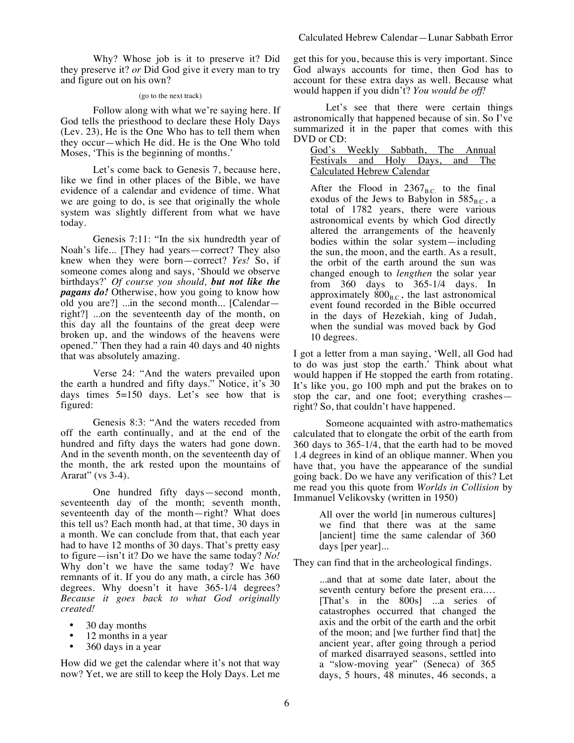Why? Whose job is it to preserve it? Did they preserve it? *or* Did God give it every man to try and figure out on his own?

(go to the next track)

Follow along with what we're saying here. If God tells the priesthood to declare these Holy Days (Lev. 23), He is the One Who has to tell them when they occur—which He did. He is the One Who told Moses, 'This is the beginning of months.'

Let's come back to Genesis 7, because here, like we find in other places of the Bible, we have evidence of a calendar and evidence of time. What we are going to do, is see that originally the whole system was slightly different from what we have today.

Genesis 7:11: "In the six hundredth year of Noah's life... [They had years—correct? They also knew when they were born—correct? *Yes!* So, if someone comes along and says, 'Should we observe birthdays?' *Of course you should, **but not like the pagans do!*** Otherwise, how you going to know how old you are?] ...in the second month... [Calendar—right?] ...on the seventeenth day of the month, on this day all the fountains of the great deep were broken up, and the windows of the heavens were opened." Then they had a rain 40 days and 40 nights that was absolutely amazing.

Verse 24: "And the waters prevailed upon the earth a hundred and fifty days." Notice, it's 30 days times 5=150 days. Let's see how that is figured:

Genesis 8:3: "And the waters receded from off the earth continually, and at the end of the hundred and fifty days the waters had gone down. And in the seventh month, on the seventeenth day of the month, the ark rested upon the mountains of Ararat" (vs 3-4).

One hundred fifty days—second month, seventeenth day of the month; seventh month, seventeenth day of the month—right? What does this tell us? Each month had, at that time, 30 days in a month. We can conclude from that, that each year had to have 12 months of 30 days. That's pretty easy to figure—isn't it? Do we have the same today? *No!* Why don't we have the same today? We have remnants of it. If you do any math, a circle has 360 degrees. Why doesn't it have 365-1/4 degrees? *Because it goes back to what God originally created!*

- 30 day months
- 12 months in a year
- 360 days in a year

How did we get the calendar where it's not that way now? Yet, we are still to keep the Holy Days. Let me get this for you, because this is very important. Since God always accounts for time, then God has to account for these extra days as well. Because what would happen if you didn't? *You would be off!*

Let's see that there were certain things astronomically that happened because of sin. So I've summarized it in the paper that comes with this DVD or CD:

> <u>God's Weekly Sabbath, The Annual Festivals and Holy Days, and The Calculated Hebrew Calendar</u>
>
> After the Flood in $2367_{B.C.}$ to the final exodus of the Jews to Babylon in $585_{B.C.}$, a total of 1782 years, there were various astronomical events by which God directly altered the arrangements of the heavenly bodies within the solar system—including the sun, the moon, and the earth. As a result, the orbit of the earth around the sun was changed enough to *lengthen* the solar year from 360 days to 365-1/4 days. In approximately $800_{B.C.}$, the last astronomical event found recorded in the Bible occurred in the days of Hezekiah, king of Judah, when the sundial was moved back by God 10 degrees.

I got a letter from a man saying, 'Well, all God had to do was just stop the earth.' Think about what would happen if He stopped the earth from rotating. It's like you, go 100 mph and put the brakes on to stop the car, and one foot; everything crashes—right? So, that couldn't have happened.

Someone acquainted with astro-mathematics calculated that to elongate the orbit of the earth from 360 days to 365-1/4, that the earth had to be moved 1.4 degrees in kind of an oblique manner. When you have that, you have the appearance of the sundial going back. Do we have any verification of this? Let me read you this quote from *Worlds in Collision* by Immanuel Velikovsky (written in 1950)

> All over the world [in numerous cultures] we find that there was at the same [ancient] time the same calendar of 360 days [per year]...

They can find that in the archeological findings.

> ...and that at some date later, about the seventh century before the present era.… [That's in the 800s] ...a series of catastrophes occurred that changed the axis and the orbit of the earth and the orbit of the moon; and [we further find that] the ancient year, after going through a period of marked disarrayed seasons, settled into a "slow-moving year" (Seneca) of 365 days, 5 hours, 48 minutes, 46 seconds, a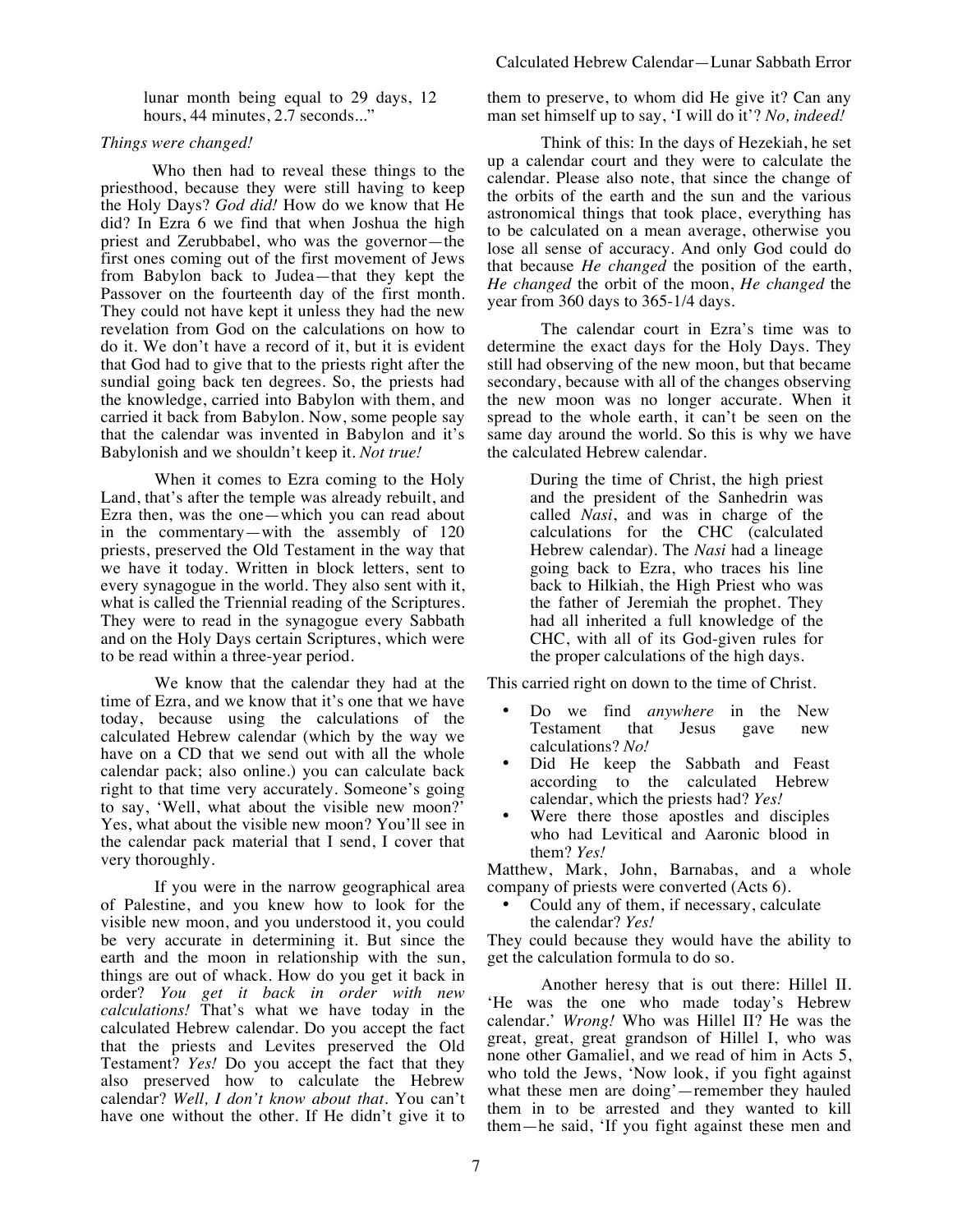> lunar month being equal to 29 days, 12 hours, 44 minutes, 2.7 seconds..."

*Things were changed!*

Who then had to reveal these things to the priesthood, because they were still having to keep the Holy Days? *God did!* How do we know that He did? In Ezra 6 we find that when Joshua the high priest and Zerubbabel, who was the governor—the first ones coming out of the first movement of Jews from Babylon back to Judea—that they kept the Passover on the fourteenth day of the first month. They could not have kept it unless they had the new revelation from God on the calculations on how to do it. We don't have a record of it, but it is evident that God had to give that to the priests right after the sundial going back ten degrees. So, the priests had the knowledge, carried into Babylon with them, and carried it back from Babylon. Now, some people say that the calendar was invented in Babylon and it's Babylonish and we shouldn't keep it. *Not true!*

When it comes to Ezra coming to the Holy Land, that's after the temple was already rebuilt, and Ezra then, was the one—which you can read about in the commentary—with the assembly of 120 priests, preserved the Old Testament in the way that we have it today. Written in block letters, sent to every synagogue in the world. They also sent with it, what is called the Triennial reading of the Scriptures. They were to read in the synagogue every Sabbath and on the Holy Days certain Scriptures, which were to be read within a three-year period.

We know that the calendar they had at the time of Ezra, and we know that it's one that we have today, because using the calculations of the calculated Hebrew calendar (which by the way we have on a CD that we send out with all the whole calendar pack; also online.) you can calculate back right to that time very accurately. Someone's going to say, 'Well, what about the visible new moon?' Yes, what about the visible new moon? You'll see in the calendar pack material that I send, I cover that very thoroughly.

If you were in the narrow geographical area of Palestine, and you knew how to look for the visible new moon, and you understood it, you could be very accurate in determining it. But since the earth and the moon in relationship with the sun, things are out of whack. How do you get it back in order? *You get it back in order with new calculations!* That's what we have today in the calculated Hebrew calendar. Do you accept the fact that the priests and Levites preserved the Old Testament? *Yes!* Do you accept the fact that they also preserved how to calculate the Hebrew calendar? *Well, I don't know about that.* You can't have one without the other. If He didn't give it to them to preserve, to whom did He give it? Can any man set himself up to say, 'I will do it'? *No, indeed!*

Think of this: In the days of Hezekiah, he set up a calendar court and they were to calculate the calendar. Please also note, that since the change of the orbits of the earth and the sun and the various astronomical things that took place, everything has to be calculated on a mean average, otherwise you lose all sense of accuracy. And only God could do that because *He changed* the position of the earth, *He changed* the orbit of the moon, *He changed* the year from 360 days to 365-1/4 days.

The calendar court in Ezra's time was to determine the exact days for the Holy Days. They still had observing of the new moon, but that became secondary, because with all of the changes observing the new moon was no longer accurate. When it spread to the whole earth, it can't be seen on the same day around the world. So this is why we have the calculated Hebrew calendar.

> During the time of Christ, the high priest and the president of the Sanhedrin was called *Nasi*, and was in charge of the calculations for the CHC (calculated Hebrew calendar). The *Nasi* had a lineage going back to Ezra, who traces his line back to Hilkiah, the High Priest who was the father of Jeremiah the prophet. They had all inherited a full knowledge of the CHC, with all of its God-given rules for the proper calculations of the high days.

This carried right on down to the time of Christ.

- Do we find *anywhere* in the New Testament that Jesus gave new calculations? *No!*
- Did He keep the Sabbath and Feast according to the calculated Hebrew calendar, which the priests had? *Yes!*
- Were there those apostles and disciples who had Levitical and Aaronic blood in them? *Yes!*

Matthew, Mark, John, Barnabas, and a whole company of priests were converted (Acts 6).

- Could any of them, if necessary, calculate the calendar? *Yes!*

They could because they would have the ability to get the calculation formula to do so.

Another heresy that is out there: Hillel II. 'He was the one who made today's Hebrew calendar.' *Wrong!* Who was Hillel II? He was the great, great, great grandson of Hillel I, who was none other Gamaliel, and we read of him in Acts 5, who told the Jews, 'Now look, if you fight against what these men are doing'—remember they hauled them in to be arrested and they wanted to kill them—he said, 'If you fight against these men and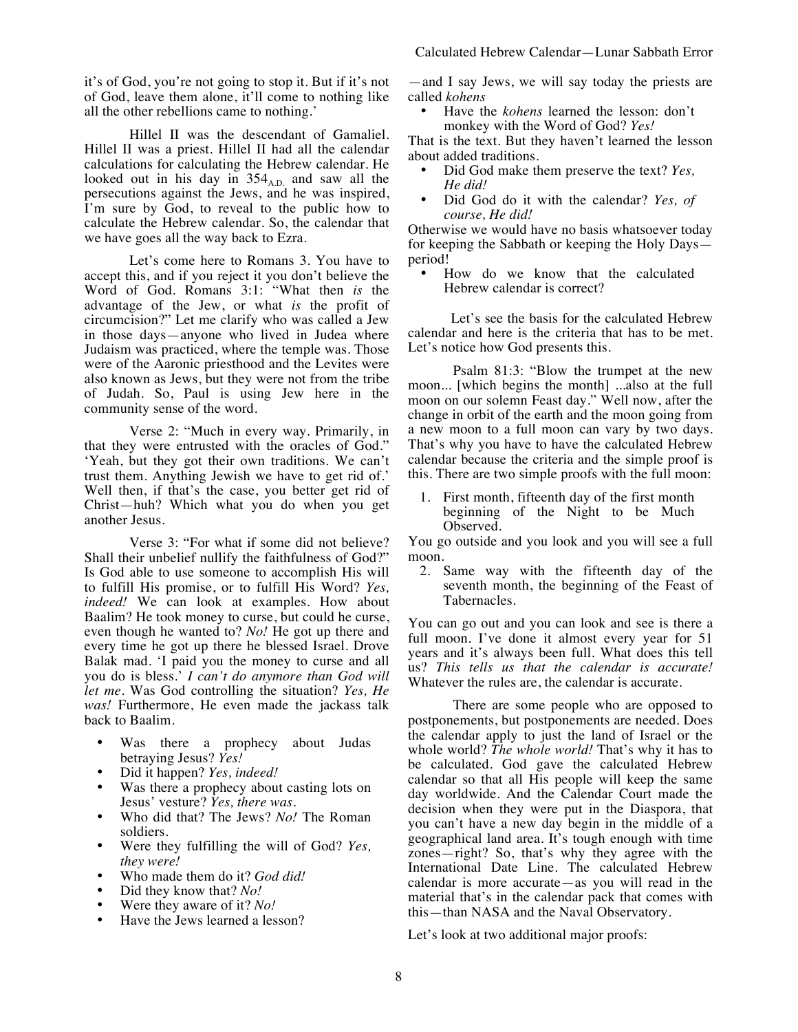it's of God, you're not going to stop it. But if it's not of God, leave them alone, it'll come to nothing like all the other rebellions came to nothing.'

Hillel II was the descendant of Gamaliel. Hillel II was a priest. Hillel II had all the calendar calculations for calculating the Hebrew calendar. He looked out in his day in $354_{A.D.}$ and saw all the persecutions against the Jews, and he was inspired, I'm sure by God, to reveal to the public how to calculate the Hebrew calendar. So, the calendar that we have goes all the way back to Ezra.

Let's come here to Romans 3. You have to accept this, and if you reject it you don't believe the Word of God. Romans 3:1: "What then *is* the advantage of the Jew, or what *is* the profit of circumcision?" Let me clarify who was called a Jew in those days—anyone who lived in Judea where Judaism was practiced, where the temple was. Those were of the Aaronic priesthood and the Levites were also known as Jews, but they were not from the tribe of Judah. So, Paul is using Jew here in the community sense of the word.

Verse 2: "Much in every way. Primarily, in that they were entrusted with the oracles of God." 'Yeah, but they got their own traditions. We can't trust them. Anything Jewish we have to get rid of.' Well then, if that's the case, you better get rid of Christ—huh? Which what you do when you get another Jesus.

Verse 3: "For what if some did not believe? Shall their unbelief nullify the faithfulness of God?" Is God able to use someone to accomplish His will to fulfill His promise, or to fulfill His Word? *Yes, indeed!* We can look at examples. How about Baalim? He took money to curse, but could he curse, even though he wanted to? *No!* He got up there and every time he got up there he blessed Israel. Drove Balak mad. 'I paid you the money to curse and all you do is bless.' *I can't do anymore than God will let me.* Was God controlling the situation? *Yes, He was!* Furthermore, He even made the jackass talk back to Baalim.

- Was there a prophecy about Judas betraying Jesus? *Yes!*
- Did it happen? *Yes, indeed!*
- Was there a prophecy about casting lots on Jesus' vesture? *Yes, there was.*
- Who did that? The Jews? *No!* The Roman soldiers.
- Were they fulfilling the will of God? *Yes, they were!*
- Who made them do it? *God did!*
- Did they know that? *No!*
- Were they aware of it? *No!*
- Have the Jews learned a lesson?

—and I say Jews, we will say today the priests are called *kohens*

- Have the *kohens* learned the lesson: don't monkey with the Word of God? *Yes!*

That is the text. But they haven't learned the lesson about added traditions.

- Did God make them preserve the text? *Yes, He did!*
- Did God do it with the calendar? *Yes, of course, He did!*

Otherwise we would have no basis whatsoever today for keeping the Sabbath or keeping the Holy Days—period!

- How do we know that the calculated Hebrew calendar is correct?

Let's see the basis for the calculated Hebrew calendar and here is the criteria that has to be met. Let's notice how God presents this.

Psalm 81:3: "Blow the trumpet at the new moon... [which begins the month] ...also at the full moon on our solemn Feast day." Well now, after the change in orbit of the earth and the moon going from a new moon to a full moon can vary by two days. That's why you have to have the calculated Hebrew calendar because the criteria and the simple proof is this. There are two simple proofs with the full moon:

1. First month, fifteenth day of the first month beginning of the Night to be Much Observed.

You go outside and you look and you will see a full moon.

2. Same way with the fifteenth day of the seventh month, the beginning of the Feast of Tabernacles.

You can go out and you can look and see is there a full moon. I've done it almost every year for 51 years and it's always been full. What does this tell us? *This tells us that the calendar is accurate!* Whatever the rules are, the calendar is accurate.

There are some people who are opposed to postponements, but postponements are needed. Does the calendar apply to just the land of Israel or the whole world? *The whole world!* That's why it has to be calculated. God gave the calculated Hebrew calendar so that all His people will keep the same day worldwide. And the Calendar Court made the decision when they were put in the Diaspora, that you can't have a new day begin in the middle of a geographical land area. It's tough enough with time zones—right? So, that's why they agree with the International Date Line. The calculated Hebrew calendar is more accurate—as you will read in the material that's in the calendar pack that comes with this—than NASA and the Naval Observatory.

Let's look at two additional major proofs: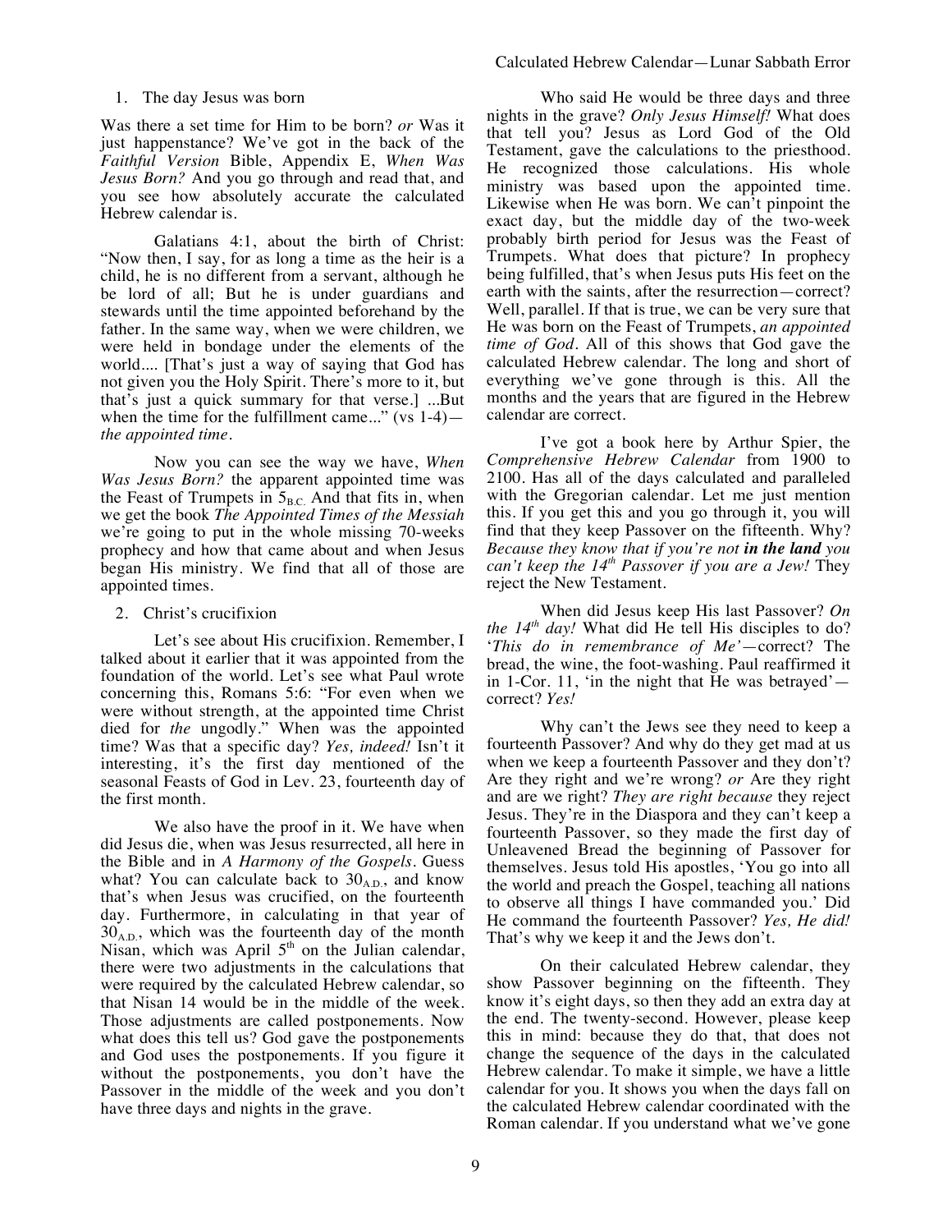1. The day Jesus was born

Was there a set time for Him to be born? *or* Was it just happenstance? We've got in the back of the *Faithful Version* Bible, Appendix E, *When Was Jesus Born?* And you go through and read that, and you see how absolutely accurate the calculated Hebrew calendar is.

Galatians 4:1, about the birth of Christ: "Now then, I say, for as long a time as the heir is a child, he is no different from a servant, although he be lord of all; But he is under guardians and stewards until the time appointed beforehand by the father. In the same way, when we were children, we were held in bondage under the elements of the world.... [That's just a way of saying that God has not given you the Holy Spirit. There's more to it, but that's just a quick summary for that verse.] ...But when the time for the fulfillment came..." (vs 1-4)—*the appointed time*.

Now you can see the way we have, *When Was Jesus Born?* the apparent appointed time was the Feast of Trumpets in $5_{B.C.}$ And that fits in, when we get the book *The Appointed Times of the Messiah* we're going to put in the whole missing 70-weeks prophecy and how that came about and when Jesus began His ministry. We find that all of those are appointed times.

2. Christ's crucifixion

Let's see about His crucifixion. Remember, I talked about it earlier that it was appointed from the foundation of the world. Let's see what Paul wrote concerning this, Romans 5:6: "For even when we were without strength, at the appointed time Christ died for *the* ungodly." When was the appointed time? Was that a specific day? *Yes, indeed!* Isn't it interesting, it's the first day mentioned of the seasonal Feasts of God in Lev. 23, fourteenth day of the first month.

We also have the proof in it. We have when did Jesus die, when was Jesus resurrected, all here in the Bible and in *A Harmony of the Gospels*. Guess what? You can calculate back to $30_{A.D.}$, and know that's when Jesus was crucified, on the fourteenth day. Furthermore, in calculating in that year of $30_{A.D.}$, which was the fourteenth day of the month Nisan, which was April 5th on the Julian calendar, there were two adjustments in the calculations that were required by the calculated Hebrew calendar, so that Nisan 14 would be in the middle of the week. Those adjustments are called postponements. Now what does this tell us? God gave the postponements and God uses the postponements. If you figure it without the postponements, you don't have the Passover in the middle of the week and you don't have three days and nights in the grave.

Who said He would be three days and three nights in the grave? *Only Jesus Himself!* What does that tell you? Jesus as Lord God of the Old Testament, gave the calculations to the priesthood. He recognized those calculations. His whole ministry was based upon the appointed time. Likewise when He was born. We can't pinpoint the exact day, but the middle day of the two-week probably birth period for Jesus was the Feast of Trumpets. What does that picture? In prophecy being fulfilled, that's when Jesus puts His feet on the earth with the saints, after the resurrection—correct? Well, parallel. If that is true, we can be very sure that He was born on the Feast of Trumpets, *an appointed time of God*. All of this shows that God gave the calculated Hebrew calendar. The long and short of everything we've gone through is this. All the months and the years that are figured in the Hebrew calendar are correct.

I've got a book here by Arthur Spier, the *Comprehensive Hebrew Calendar* from 1900 to 2100. Has all of the days calculated and paralleled with the Gregorian calendar. Let me just mention this. If you get this and you go through it, you will find that they keep Passover on the fifteenth. Why? *Because they know that if you're not **in the land** you can't keep the 14th Passover if you are a Jew!* They reject the New Testament.

When did Jesus keep His last Passover? *On the 14th day!* What did He tell His disciples to do? '*This do in remembrance of Me*'—correct? The bread, the wine, the foot-washing. Paul reaffirmed it in 1-Cor. 11, 'in the night that He was betrayed'—correct? *Yes!*

Why can't the Jews see they need to keep a fourteenth Passover? And why do they get mad at us when we keep a fourteenth Passover and they don't? Are they right and we're wrong? *or* Are they right and are we right? *They are right because* they reject Jesus. They're in the Diaspora and they can't keep a fourteenth Passover, so they made the first day of Unleavened Bread the beginning of Passover for themselves. Jesus told His apostles, 'You go into all the world and preach the Gospel, teaching all nations to observe all things I have commanded you.' Did He command the fourteenth Passover? *Yes, He did!* That's why we keep it and the Jews don't.

On their calculated Hebrew calendar, they show Passover beginning on the fifteenth. They know it's eight days, so then they add an extra day at the end. The twenty-second. However, please keep this in mind: because they do that, that does not change the sequence of the days in the calculated Hebrew calendar. To make it simple, we have a little calendar for you. It shows you when the days fall on the calculated Hebrew calendar coordinated with the Roman calendar. If you understand what we've gone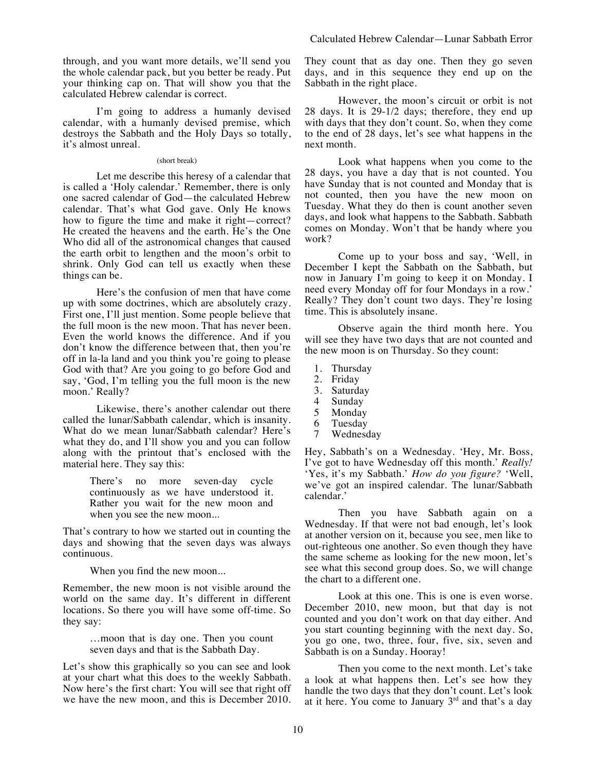through, and you want more details, we'll send you the whole calendar pack, but you better be ready. Put your thinking cap on. That will show you that the calculated Hebrew calendar is correct.

I'm going to address a humanly devised calendar, with a humanly devised premise, which destroys the Sabbath and the Holy Days so totally, it's almost unreal.

(short break)

Let me describe this heresy of a calendar that is called a 'Holy calendar.' Remember, there is only one sacred calendar of God—the calculated Hebrew calendar. That's what God gave. Only He knows how to figure the time and make it right—correct? He created the heavens and the earth. He's the One Who did all of the astronomical changes that caused the earth orbit to lengthen and the moon's orbit to shrink. Only God can tell us exactly when these things can be.

Here's the confusion of men that have come up with some doctrines, which are absolutely crazy. First one, I'll just mention. Some people believe that the full moon is the new moon. That has never been. Even the world knows the difference. And if you don't know the difference between that, then you're off in la-la land and you think you're going to please God with that? Are you going to go before God and say, 'God, I'm telling you the full moon is the new moon.' Really?

Likewise, there's another calendar out there called the lunar/Sabbath calendar, which is insanity. What do we mean lunar/Sabbath calendar? Here's what they do, and I'll show you and you can follow along with the printout that's enclosed with the material here. They say this:

> There's no more seven-day cycle continuously as we have understood it. Rather you wait for the new moon and when you see the new moon...

That's contrary to how we started out in counting the days and showing that the seven days was always continuous.

> When you find the new moon...

Remember, the new moon is not visible around the world on the same day. It's different in different locations. So there you will have some off-time. So they say:

> …moon that is day one. Then you count seven days and that is the Sabbath Day.

Let's show this graphically so you can see and look at your chart what this does to the weekly Sabbath. Now here's the first chart: You will see that right off we have the new moon, and this is December 2010. They count that as day one. Then they go seven days, and in this sequence they end up on the Sabbath in the right place.

However, the moon's circuit or orbit is not 28 days. It is 29-1/2 days; therefore, they end up with days that they don't count. So, when they come to the end of 28 days, let's see what happens in the next month.

Look what happens when you come to the 28 days, you have a day that is not counted. You have Sunday that is not counted and Monday that is not counted, then you have the new moon on Tuesday. What they do then is count another seven days, and look what happens to the Sabbath. Sabbath comes on Monday. Won't that be handy where you work?

Come up to your boss and say, 'Well, in December I kept the Sabbath on the Sabbath, but now in January I'm going to keep it on Monday. I need every Monday off for four Mondays in a row.' Really? They don't count two days. They're losing time. This is absolutely insane.

Observe again the third month here. You will see they have two days that are not counted and the new moon is on Thursday. So they count:

1. Thursday
2. Friday
3. Saturday
4. Sunday
5. Monday
6. Tuesday
7. Wednesday

Hey, Sabbath's on a Wednesday. 'Hey, Mr. Boss, I've got to have Wednesday off this month.' *Really!* 'Yes, it's my Sabbath.' *How do you figure?* 'Well, we've got an inspired calendar. The lunar/Sabbath calendar.'

Then you have Sabbath again on a Wednesday. If that were not bad enough, let's look at another version on it, because you see, men like to out-righteous one another. So even though they have the same scheme as looking for the new moon, let's see what this second group does. So, we will change the chart to a different one.

Look at this one. This is one is even worse. December 2010, new moon, but that day is not counted and you don't work on that day either. And you start counting beginning with the next day. So, you go one, two, three, four, five, six, seven and Sabbath is on a Sunday. Hooray!

Then you come to the next month. Let's take a look at what happens then. Let's see how they handle the two days that they don't count. Let's look at it here. You come to January 3rd and that's a day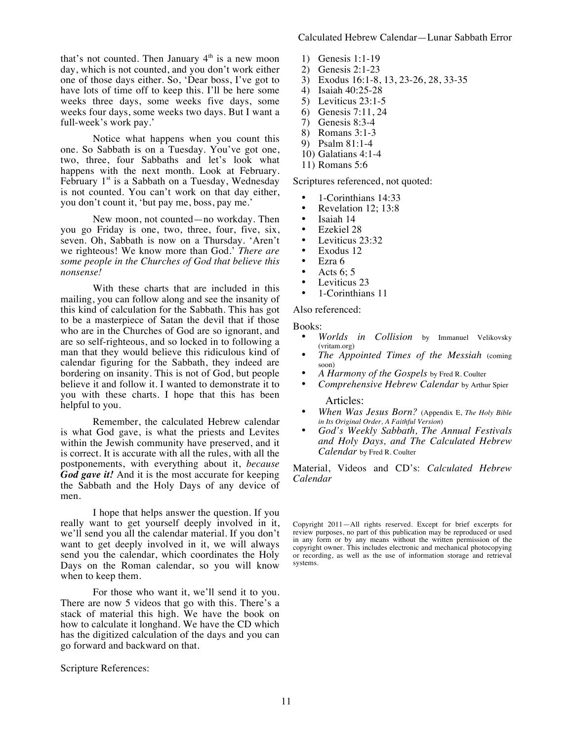that's not counted. Then January 4th is a new moon day, which is not counted, and you don't work either one of those days either. So, 'Dear boss, I've got to have lots of time off to keep this. I'll be here some weeks three days, some weeks five days, some weeks four days, some weeks two days. But I want a full-week's work pay.'

Notice what happens when you count this one. So Sabbath is on a Tuesday. You've got one, two, three, four Sabbaths and let's look what happens with the next month. Look at February. February 1st is a Sabbath on a Tuesday, Wednesday is not counted. You can't work on that day either, you don't count it, 'but pay me, boss, pay me.'

New moon, not counted—no workday. Then you go Friday is one, two, three, four, five, six, seven. Oh, Sabbath is now on a Thursday. 'Aren't we righteous! We know more than God.' *There are some people in the Churches of God that believe this nonsense!*

With these charts that are included in this mailing, you can follow along and see the insanity of this kind of calculation for the Sabbath. This has got to be a masterpiece of Satan the devil that if those who are in the Churches of God are so ignorant, and are so self-righteous, and so locked in to following a man that they would believe this ridiculous kind of calendar figuring for the Sabbath, they indeed are bordering on insanity. This is not of God, but people believe it and follow it. I wanted to demonstrate it to you with these charts. I hope that this has been helpful to you.

Remember, the calculated Hebrew calendar is what God gave, is what the priests and Levites within the Jewish community have preserved, and it is correct. It is accurate with all the rules, with all the postponements, with everything about it, *because **God gave it!*** And it is the most accurate for keeping the Sabbath and the Holy Days of any device of men.

I hope that helps answer the question. If you really want to get yourself deeply involved in it, we'll send you all the calendar material. If you don't want to get deeply involved in it, we will always send you the calendar, which coordinates the Holy Days on the Roman calendar, so you will know when to keep them.

For those who want it, we'll send it to you. There are now 5 videos that go with this. There's a stack of material this high. We have the book on how to calculate it longhand. We have the CD which has the digitized calculation of the days and you can go forward and backward on that.

Scripture References:

1) Genesis 1:1-19
2) Genesis 2:1-23
3) Exodus 16:1-8, 13, 23-26, 28, 33-35
4) Isaiah 40:25-28
5) Leviticus 23:1-5
6) Genesis 7:11, 24
7) Genesis 8:3-4
8) Romans 3:1-3
9) Psalm 81:1-4
10) Galatians 4:1-4
11) Romans 5:6

Scriptures referenced, not quoted:

- 1-Corinthians 14:33
- Revelation 12; 13:8
- Isaiah 14
- Ezekiel 28
- Leviticus 23:32
- Exodus 12
- Ezra 6
- Acts 6; 5
- Leviticus 23
- 1-Corinthians 11

Also referenced:

Books:

- *Worlds in Collision* by Immanuel Velikovsky (vritam.org)
- *The Appointed Times of the Messiah* (coming soon)
- *A Harmony of the Gospels* by Fred R. Coulter
- *Comprehensive Hebrew Calendar* by Arthur Spier

Articles:

- *When Was Jesus Born?* (Appendix E, *The Holy Bible in Its Original Order, A Faithful Version*)
- *God's Weekly Sabbath, The Annual Festivals and Holy Days, and The Calculated Hebrew Calendar* by Fred R. Coulter

Material, Videos and CD's: *Calculated Hebrew Calendar*

Copyright 2011—All rights reserved. Except for brief excerpts for review purposes, no part of this publication may be reproduced or used in any form or by any means without the written permission of the copyright owner. This includes electronic and mechanical photocopying or recording, as well as the use of information storage and retrieval systems.